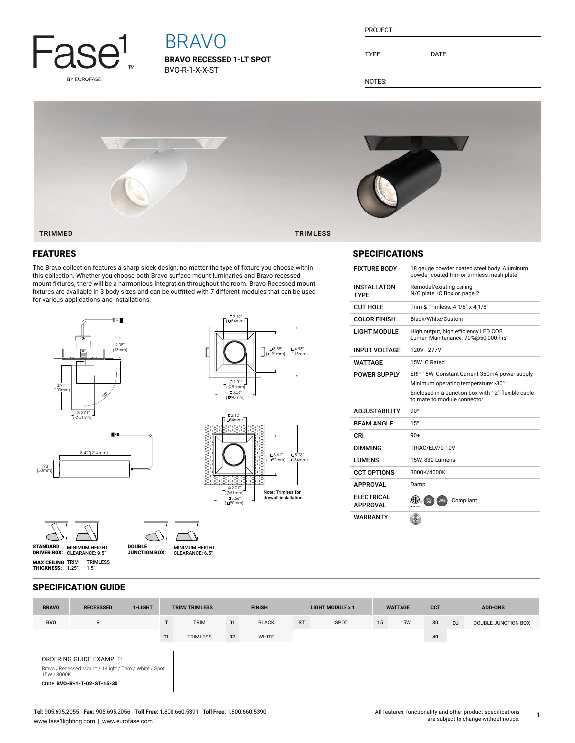Fase1 BY EUROFASE

# BRAVO

**BRAVO RECESSED 1-LT SPOT**

BVO-R-1-X-X-ST

PROJECT:

TYPE: DATE:

NOTES:

TRIMMED TRIMLESS

## FEATURES

The Bravo collection features a sharp sleek design, no matter the type of fixture you choose within this collection. Whether you choose both Bravo surface mount luminaries and Bravo recessed mount fixtures, there will be a harmonious integration throughout the room. Bravo Recessed mount fixtures are available in 3 body sizes and can be outfitted with 7 different modules that can be used for various applications and installations.

2.08" (53mm)
3.94" (100mm)
⌀2.01" (⌀51mm)
8.42"(214mm)
1.98" (50mm)

□2.12" (□54mm)
□3.58" (□91mm) □4.53" (□115mm)
⌀2.01" (⌀51mm)
□3.56" (□90mm)

□2.12" (□54mm)
□3.61" (□92mm) □5.28" (□134mm)
⌀2.01" (⌀51mm)
□3.56" (□90mm)
Note: Trimless for drywall installation

**STANDARD DRIVER BOX:** MINIMUM HEIGHT CLEARANCE: 9.5"

**DOUBLE JUNCTION BOX:** MINIMUM HEIGHT CLEARANCE: 6.5"

**MAX CEILING THICKNESS:** TRIM 1.25" TRIMLESS 1.5"

## SPECIFICATIONS

| | |
|---|---|
| FIXTURE BODY | 18 gauge powder coated steel body. Aluminum powder coated trim or trimless mesh plate |
| INSTALLATON TYPE | Remodel/existing ceiling<br>N/C plate, IC Box on page 2 |
| CUT HOLE | Trim & Trimless: 4 1/8" x 4 1/8" |
| COLOR FINISH | Black/White/Custom |
| LIGHT MODULE | High output, high efficiency LED COB<br>Lumen Maintenance: 70%@50,000 hrs |
| INPUT VOLTAGE | 120V - 277V |
| WATTAGE | 15W IC Rated |
| POWER SUPPLY | ERP 15W, Constant Current 350mA power supply<br>Minimum operating temperature: -30°<br>Enclosed in a Junction box with 12" flexible cable to mate to module connector |
| ADJUSTABILITY | 90° |
| BEAM ANGLE | 15° |
| CRI | 90+ |
| DIMMING | TRIAC/ELV/0-10V |
| LUMENS | 15W, 830 Lumens |
| CCT OPTIONS | 3000K/4000K |
| APPROVAL | Damp |
| ELECTRICAL APPROVAL | Compliant |
| WARRANTY | |

## SPECIFICATION GUIDE

| BRAVO | RECESSSED | 1-LIGHT | TRIM/ TRIMLESS | | FINISH | | LIGHT MODULE x 1 | | WATTAGE | | CCT | ADD-ONS | |
|---|---|---|---|---|---|---|---|---|---|---|---|---|---|
| BVO | R | 1 | T | TRIM | 01 | BLACK | ST | SPOT | 15 | 15W | 30 | DJ | DOUBLE JUNCTION BOX |
| | | | TL | TRIMLESS | 02 | WHITE | | | | | 40 | | |

ORDERING GUIDE EXAMPLE:

Bravo / Recessed Mount / 1-Light / Trim / White / Spot 15W / 3000K

CODE: **BVO-R-1-T-02-ST-15-30**

**Tel:** 905.695.2055 **Fax:** 905.695.2056 **Toll Free:** 1.800.660.5391 **Toll Free:** 1.800.660.5390
www.fase1lighting.com | www.eurofase.com

All features, functionality and other product specifications are subject to change without notice.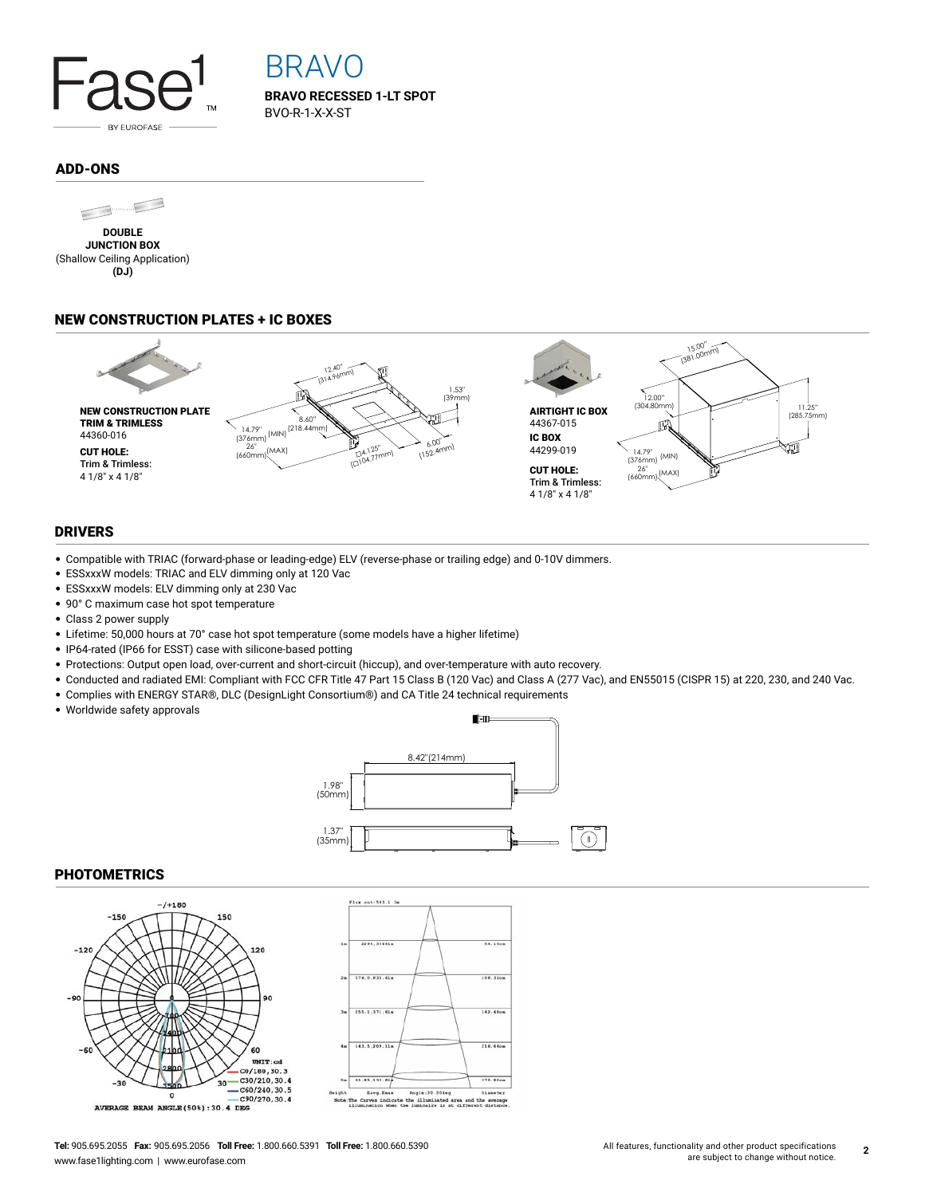BRAVO

**BRAVO RECESSED 1-LT SPOT**
BVO-R-1-X-X-ST

## ADD-ONS

**DOUBLE JUNCTION BOX**
(Shallow Ceiling Application)
**(DJ)**

## NEW CONSTRUCTION PLATES + IC BOXES

**NEW CONSTRUCTION PLATE TRIM & TRIMLESS**
44360-016

**CUT HOLE:**
Trim & Trimless:
4 1/8" x 4 1/8"

12.40" (314.96mm)
1.53" (39mm)
8.60" (218.44mm)
14.79" (376mm) (MIN)
26" (660mm) (MAX)
□4.125" (□104.77mm)
6.00" (152.4mm)

**AIRTIGHT IC BOX**
44367-015

**IC BOX**
44299-019

**CUT HOLE:**
Trim & Trimless:
4 1/8" x 4 1/8"

15.00" (381.00mm)
12.00" (304.80mm)
11.25" (285.75mm)
14.79" (376mm) (MIN)
26" (660mm) (MAX)

## DRIVERS

- Compatible with TRIAC (forward-phase or leading-edge) ELV (reverse-phase or trailing edge) and 0-10V dimmers.
- ESSxxxW models: TRIAC and ELV dimming only at 120 Vac
- ESSxxxW models: ELV dimming only at 230 Vac
- 90° C maximum case hot spot temperature
- Class 2 power supply
- Lifetime: 50,000 hours at 70° case hot spot temperature (some models have a higher lifetime)
- IP64-rated (IP66 for ESST) case with silicone-based potting
- Protections: Output open load, over-current and short-circuit (hiccup), and over-temperature with auto recovery.
- Conducted and radiated EMI: Compliant with FCC CFR Title 47 Part 15 Class B (120 Vac) and Class A (277 Vac), and EN55015 (CISPR 15) at 220, 230, and 240 Vac.
- Complies with ENERGY STAR®, DLC (DesignLight Consortium®) and CA Title 24 technical requirements
- Worldwide safety approvals

8.42"(214mm)
1.98" (50mm)
1.37" (35mm)

## PHOTOMETRICS

-/+180
-150
150
-120
120
-90
90
-60
60
-30
30
0
700
1400
2100
2800
3500
UNIT:cd
C0/180,30.3
C30/210,30.4
C60/240,30.5
C90/270,30.4
AVERAGE BEAM ANGLE(50%):30.4 DEG

Flux out:533.1 lm
1m 2294,3144lx 54.14cm
2m 174.0.836.6lx 108.32cm
3m 255.1,371.8lx 162.46cm
4m 143.5,209.1lx 216.64cm
5m 35.85,131.8lx 270.80cm
Height Eavg.Emax Angle:30.30deg Diameter
Note:The Curves indicate the illuminated area and the average illumination when the luminaire is at different distance.

**Tel:** 905.695.2055 **Fax:** 905.695.2056 **Toll Free:** 1.800.660.5391 **Toll Free:** 1.800.660.5390
www.fase1lighting.com | www.eurofase.com

All features, functionality and other product specifications are subject to change without notice.